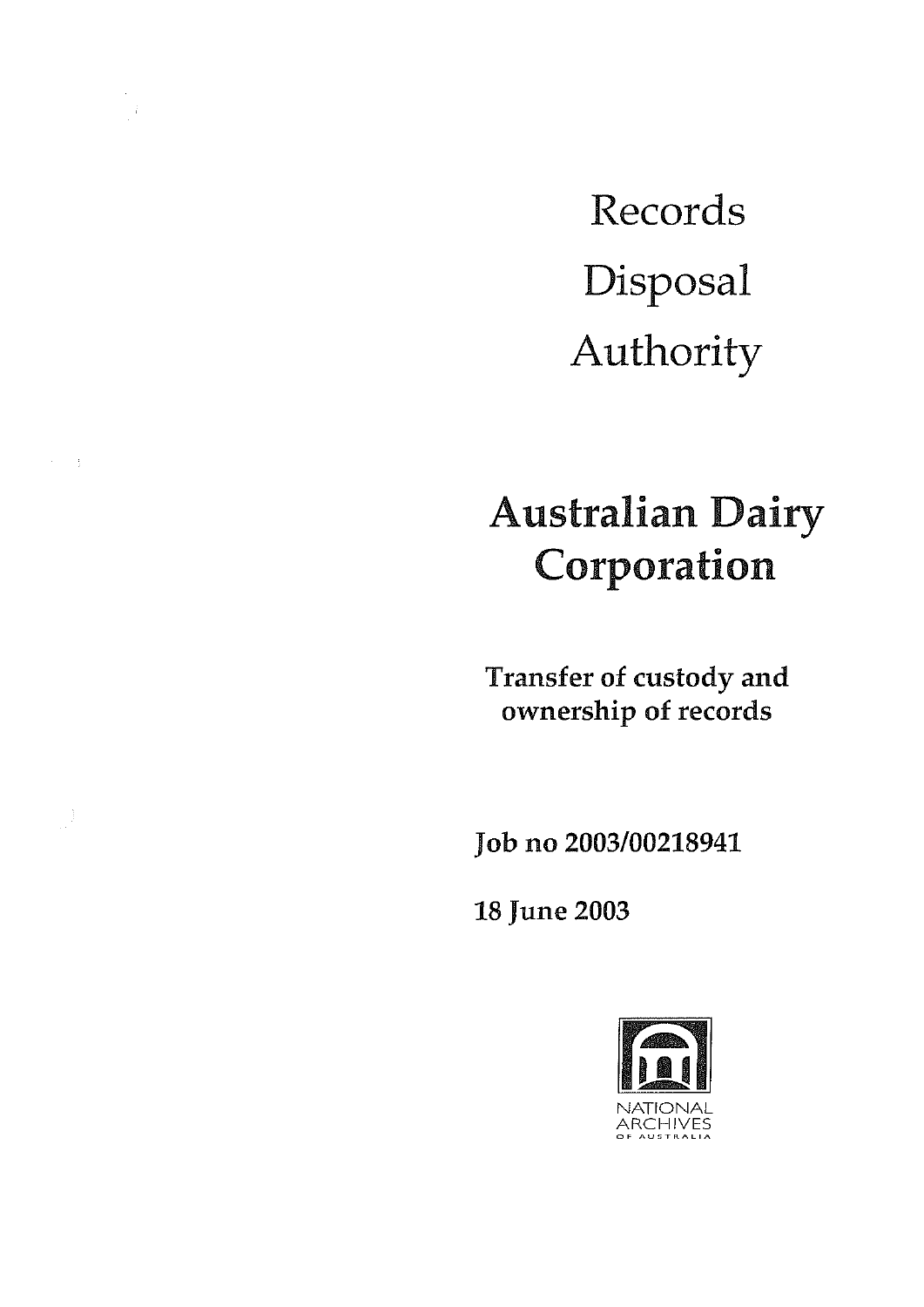# Records Disposal Authority

## Australian Dairy Corporation

**Transfer of custody and ownership of records**

**Job no 2003/00218941**

**18 June 2003**

NATIONAL ARCHIVES OF AUSTRALIA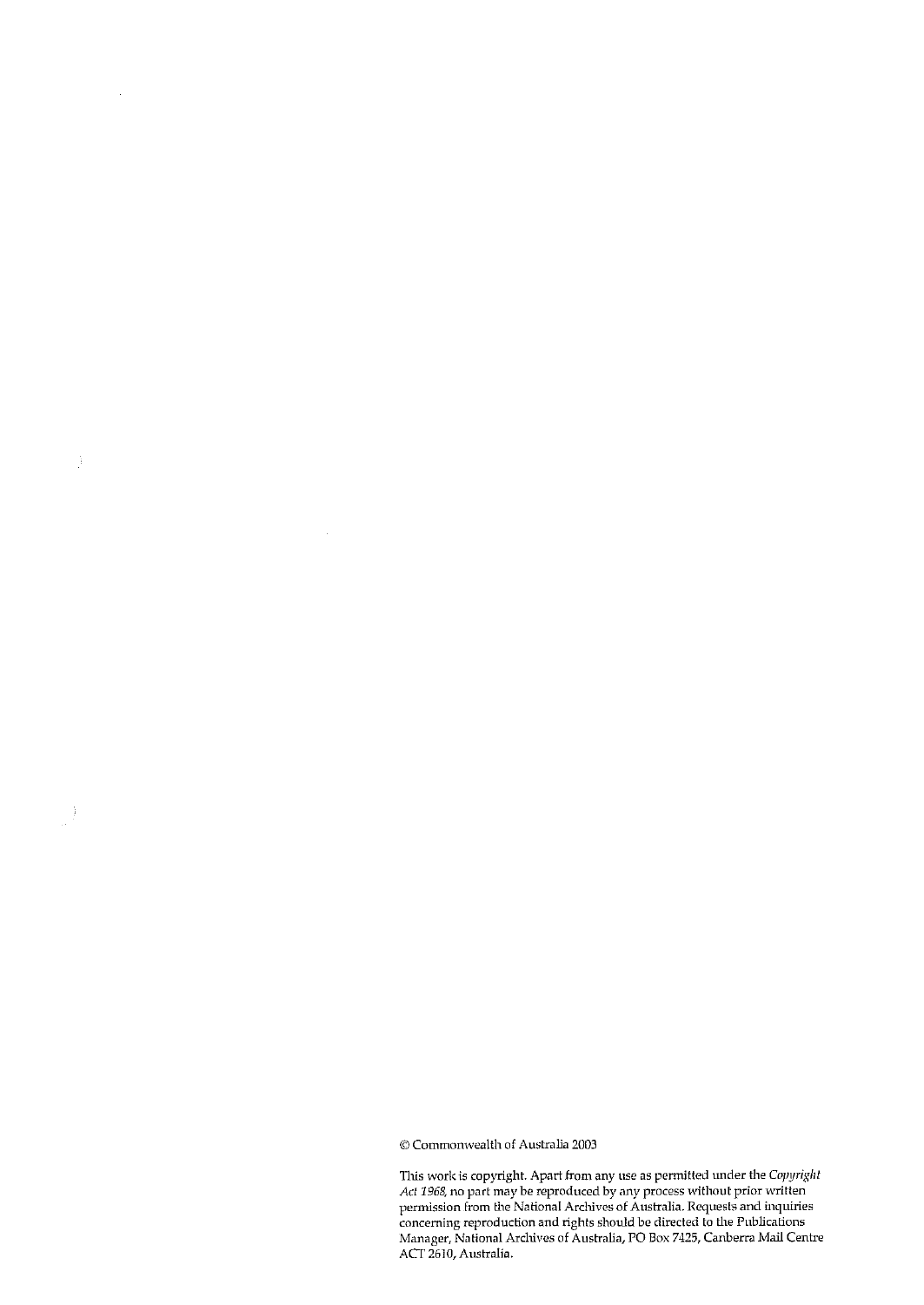© Commonwealth of Australia 2003

This work is copyright. Apart from any use as permitted under the *Copyright Act 1968*, no part may be reproduced by any process without prior written permission from the National Archives of Australia. Requests and inquiries concerning reproduction and rights should be directed to the Publications Manager, National Archives of Australia, PO Box 7425, Canberra Mail Centre ACT 2610, Australia.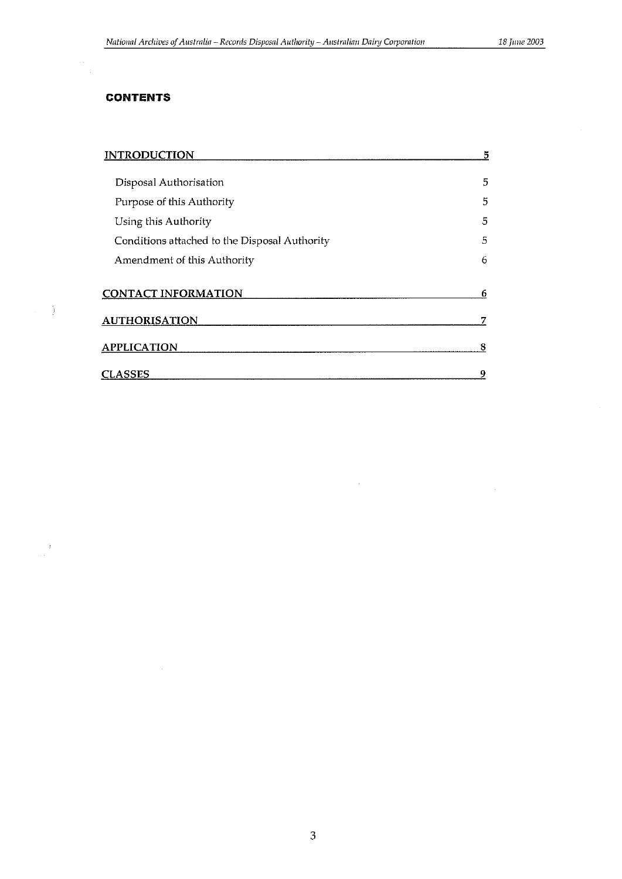# CONTENTS

| | |
|---|---|
| **INTRODUCTION** | **5** |
| Disposal Authorisation | 5 |
| Purpose of this Authority | 5 |
| Using this Authority | 5 |
| Conditions attached to the Disposal Authority | 5 |
| Amendment of this Authority | 6 |
| **CONTACT INFORMATION** | **6** |
| **AUTHORISATION** | **7** |
| **APPLICATION** | **8** |
| **CLASSES** | **9** |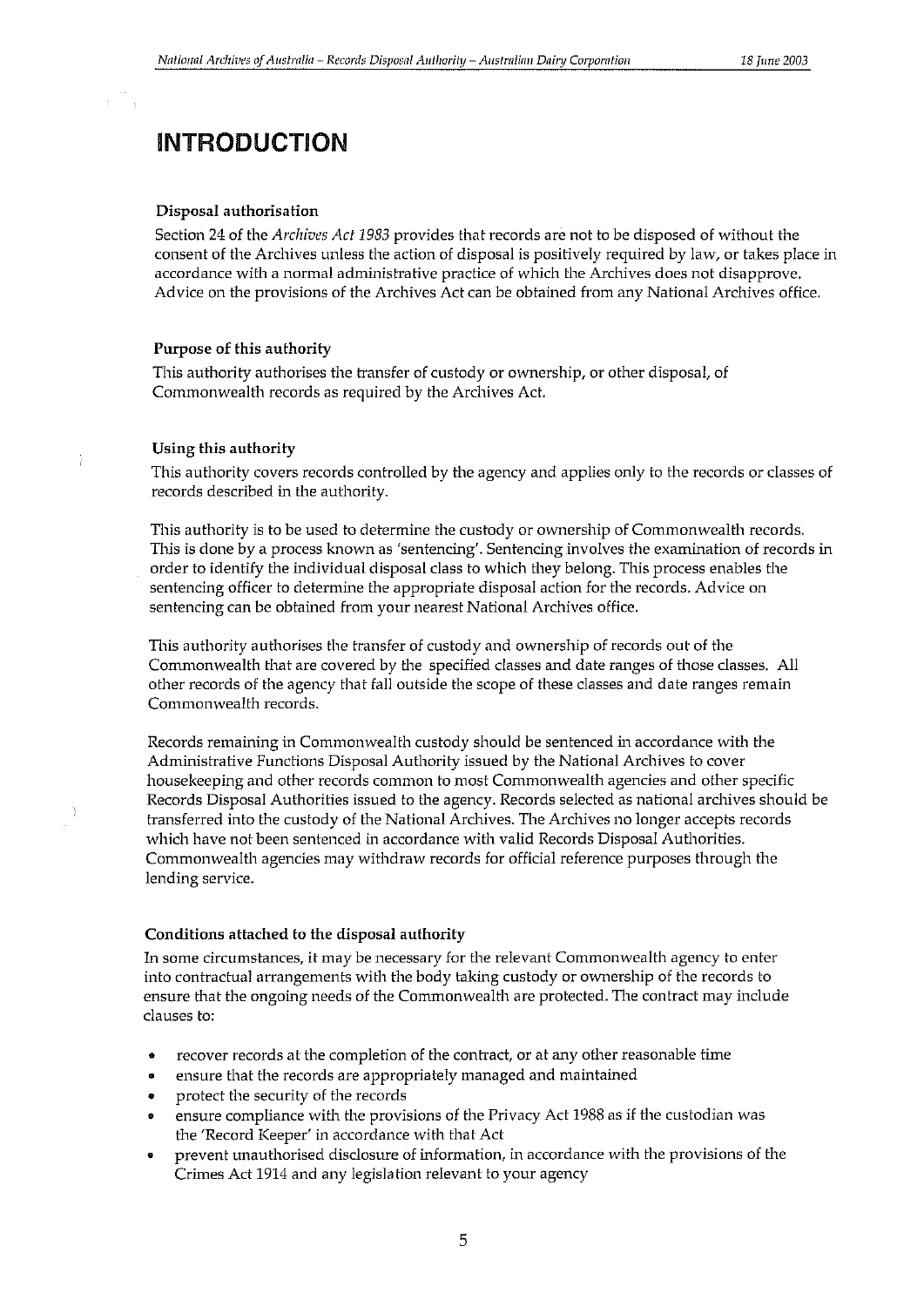# INTRODUCTION

### Disposal authorisation

Section 24 of the *Archives Act 1983* provides that records are not to be disposed of without the consent of the Archives unless the action of disposal is positively required by law, or takes place in accordance with a normal administrative practice of which the Archives does not disapprove. Advice on the provisions of the Archives Act can be obtained from any National Archives office.

### Purpose of this authority

This authority authorises the transfer of custody or ownership, or other disposal, of Commonwealth records as required by the Archives Act.

### Using this authority

This authority covers records controlled by the agency and applies only to the records or classes of records described in the authority.

This authority is to be used to determine the custody or ownership of Commonwealth records. This is done by a process known as 'sentencing'. Sentencing involves the examination of records in order to identify the individual disposal class to which they belong. This process enables the sentencing officer to determine the appropriate disposal action for the records. Advice on sentencing can be obtained from your nearest National Archives office.

This authority authorises the transfer of custody and ownership of records out of the Commonwealth that are covered by the specified classes and date ranges of those classes. All other records of the agency that fall outside the scope of these classes and date ranges remain Commonwealth records.

Records remaining in Commonwealth custody should be sentenced in accordance with the Administrative Functions Disposal Authority issued by the National Archives to cover housekeeping and other records common to most Commonwealth agencies and other specific Records Disposal Authorities issued to the agency. Records selected as national archives should be transferred into the custody of the National Archives. The Archives no longer accepts records which have not been sentenced in accordance with valid Records Disposal Authorities. Commonwealth agencies may withdraw records for official reference purposes through the lending service.

### Conditions attached to the disposal authority

In some circumstances, it may be necessary for the relevant Commonwealth agency to enter into contractual arrangements with the body taking custody or ownership of the records to ensure that the ongoing needs of the Commonwealth are protected. The contract may include clauses to:

- recover records at the completion of the contract, or at any other reasonable time
- ensure that the records are appropriately managed and maintained
- protect the security of the records
- ensure compliance with the provisions of the Privacy Act 1988 as if the custodian was the 'Record Keeper' in accordance with that Act
- prevent unauthorised disclosure of information, in accordance with the provisions of the Crimes Act 1914 and any legislation relevant to your agency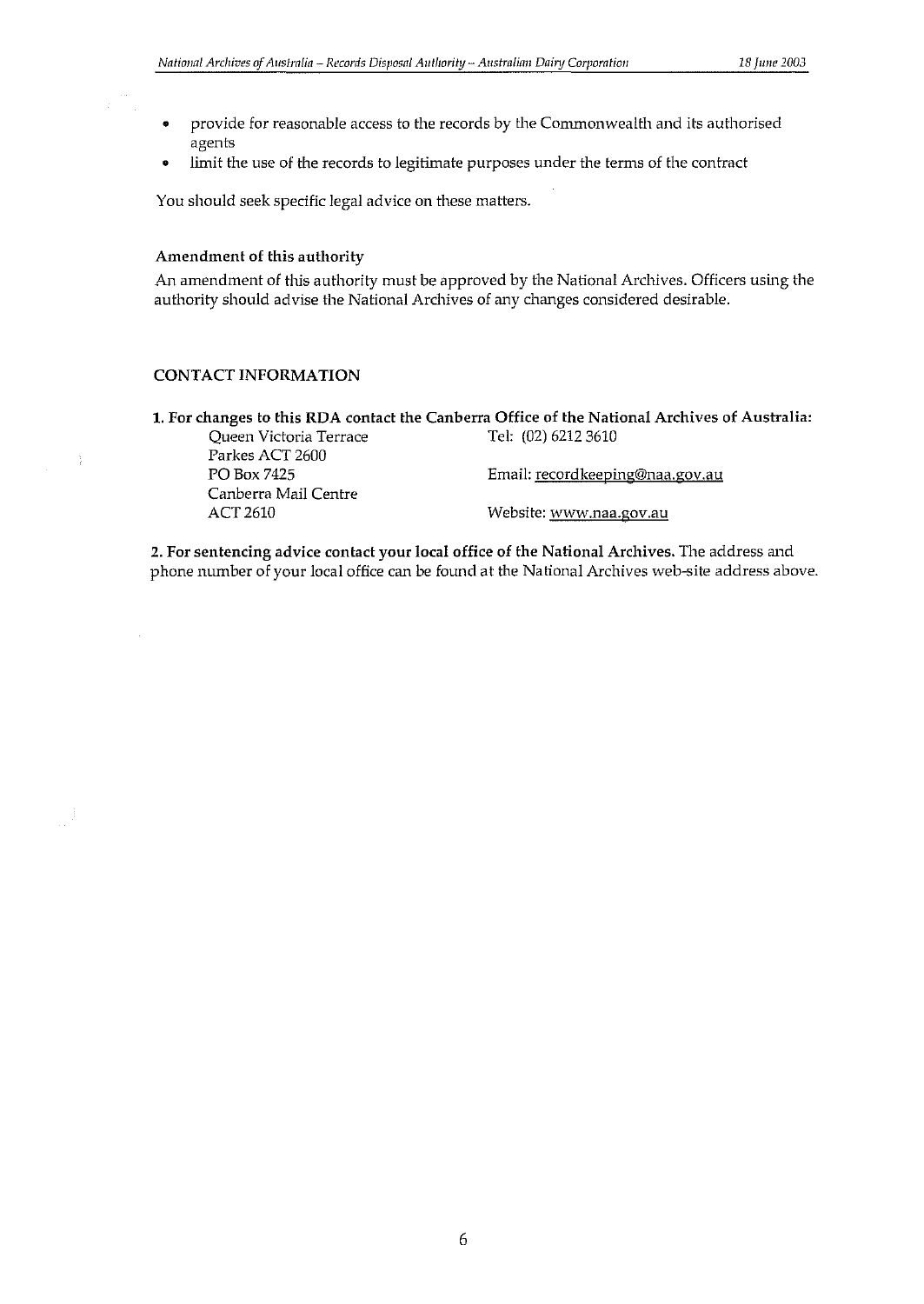- provide for reasonable access to the records by the Commonwealth and its authorised agents
- limit the use of the records to legitimate purposes under the terms of the contract

You should seek specific legal advice on these matters.

**Amendment of this authority**

An amendment of this authority must be approved by the National Archives. Officers using the authority should advise the National Archives of any changes considered desirable.

## CONTACT INFORMATION

**1. For changes to this RDA contact the Canberra Office of the National Archives of Australia:**

| | |
|---|---|
| Queen Victoria Terrace<br>Parkes ACT 2600 | Tel: (02) 6212 3610 |
| PO Box 7425<br>Canberra Mail Centre | Email: recordkeeping@naa.gov.au |
| ACT 2610 | Website: www.naa.gov.au |

**2. For sentencing advice contact your local office of the National Archives.** The address and phone number of your local office can be found at the National Archives web-site address above.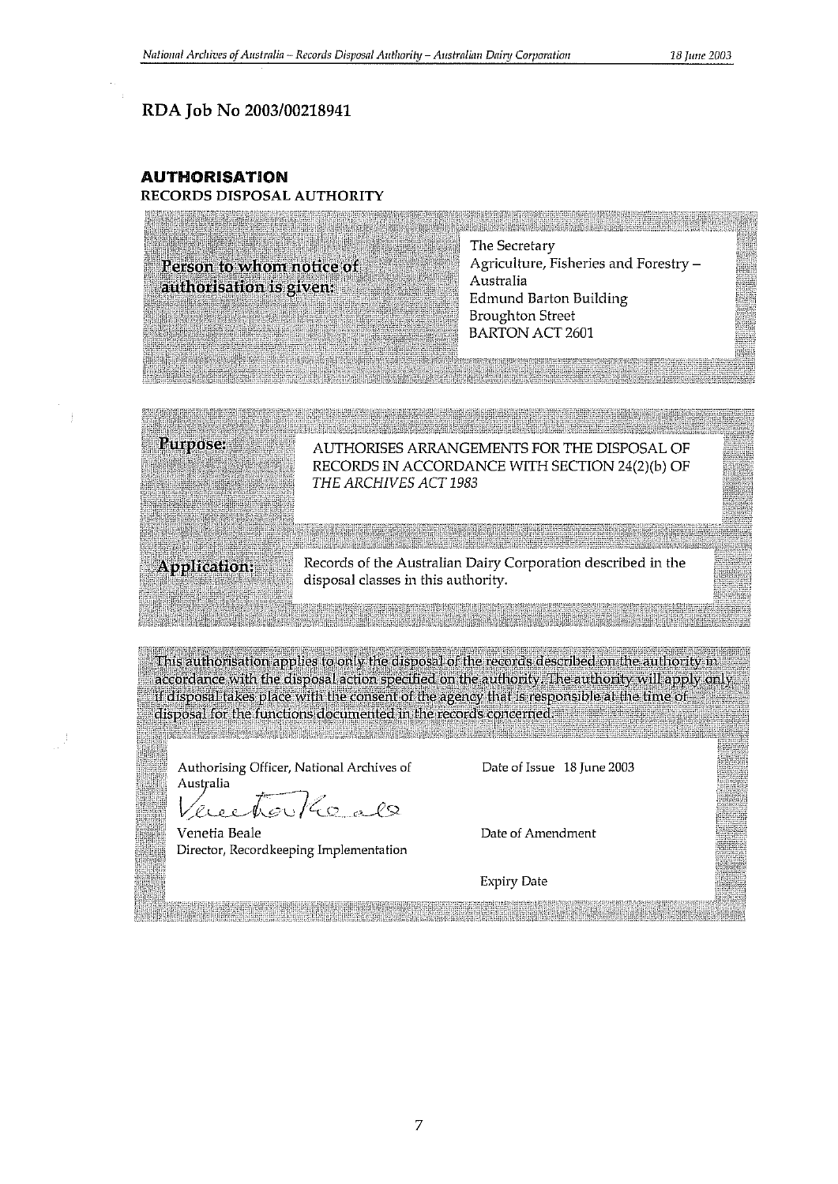## RDA Job No 2003/00218941

### AUTHORISATION

**RECORDS DISPOSAL AUTHORITY**

| | |
|---|---|
| **Person to whom notice of authorisation is given:** | The Secretary<br>Agriculture, Fisheries and Forestry – Australia<br>Edmund Barton Building<br>Broughton Street<br>BARTON ACT 2601 |

| | |
|---|---|
| **Purpose:** | AUTHORISES ARRANGEMENTS FOR THE DISPOSAL OF RECORDS IN ACCORDANCE WITH SECTION 24(2)(b) OF *THE ARCHIVES ACT 1983* |
| **Application:** | Records of the Australian Dairy Corporation described in the disposal classes in this authority. |

This authorisation applies to only the disposal of the records described on the authority in accordance with the disposal action specified on the authority. The authority will apply only if disposal takes place with the consent of the agency that is responsible at the time of disposal for the functions documented in the records concerned.

| | |
|---|---|
| Authorising Officer, National Archives of Australia<br>Venetia Beale<br>Director, Recordkeeping Implementation | Date of Issue 18 June 2003 |
| | Date of Amendment |
| | Expiry Date |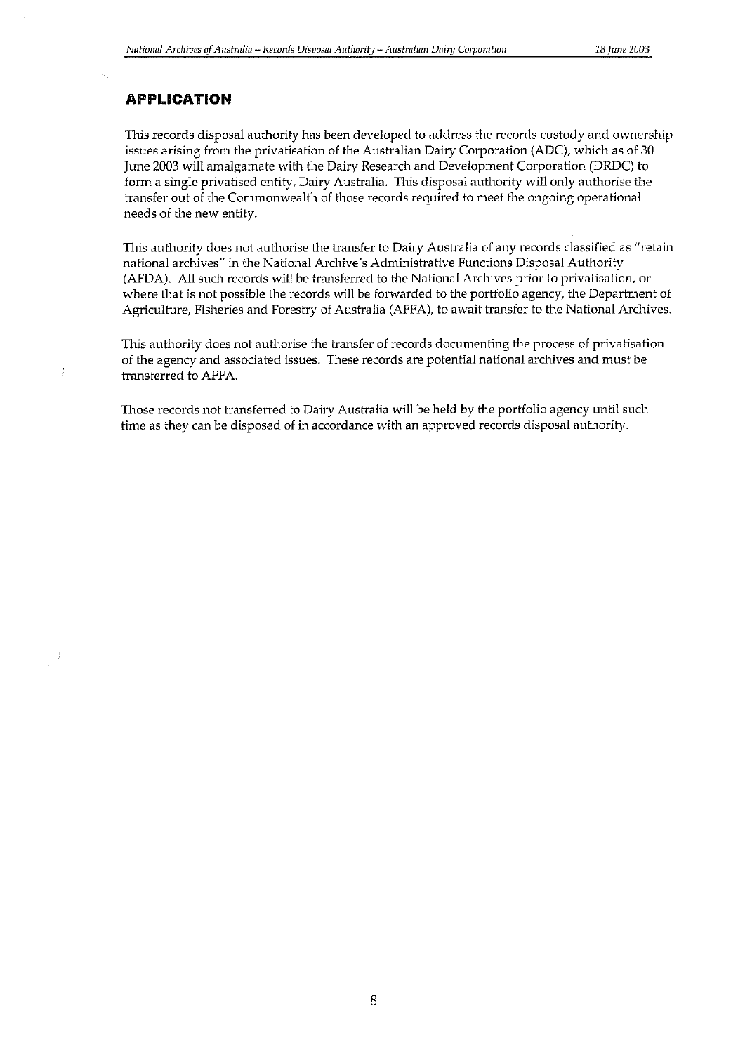## APPLICATION

This records disposal authority has been developed to address the records custody and ownership issues arising from the privatisation of the Australian Dairy Corporation (ADC), which as of 30 June 2003 will amalgamate with the Dairy Research and Development Corporation (DRDC) to form a single privatised entity, Dairy Australia. This disposal authority will only authorise the transfer out of the Commonwealth of those records required to meet the ongoing operational needs of the new entity.

This authority does not authorise the transfer to Dairy Australia of any records classified as "retain national archives" in the National Archive's Administrative Functions Disposal Authority (AFDA). All such records will be transferred to the National Archives prior to privatisation, or where that is not possible the records will be forwarded to the portfolio agency, the Department of Agriculture, Fisheries and Forestry of Australia (AFFA), to await transfer to the National Archives.

This authority does not authorise the transfer of records documenting the process of privatisation of the agency and associated issues. These records are potential national archives and must be transferred to AFFA.

Those records not transferred to Dairy Australia will be held by the portfolio agency until such time as they can be disposed of in accordance with an approved records disposal authority.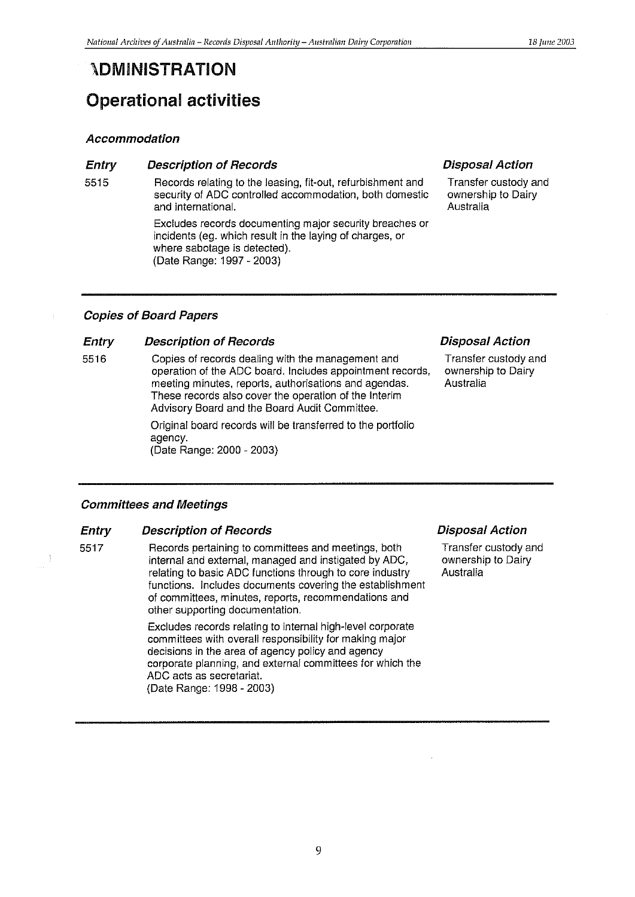# ADMINISTRATION

## Operational activities

### *Accommodation*

| *Entry* | *Description of Records* | *Disposal Action* |
|---|---|---|
| 5515 | Records relating to the leasing, fit-out, refurbishment and security of ADC controlled accommodation, both domestic and international.<br><br>Excludes records documenting major security breaches or incidents (eg. which result in the laying of charges, or where sabotage is detected).<br>(Date Range: 1997 - 2003) | Transfer custody and ownership to Dairy Australia |

### *Copies of Board Papers*

| *Entry* | *Description of Records* | *Disposal Action* |
|---|---|---|
| 5516 | Copies of records dealing with the management and operation of the ADC board. Includes appointment records, meeting minutes, reports, authorisations and agendas. These records also cover the operation of the Interim Advisory Board and the Board Audit Committee.<br><br>Original board records will be transferred to the portfolio agency.<br>(Date Range: 2000 - 2003) | Transfer custody and ownership to Dairy Australia |

### *Committees and Meetings*

| *Entry* | *Description of Records* | *Disposal Action* |
|---|---|---|
| 5517 | Records pertaining to committees and meetings, both internal and external, managed and instigated by ADC, relating to basic ADC functions through to core industry functions. Includes documents covering the establishment of committees, minutes, reports, recommendations and other supporting documentation.<br><br>Excludes records relating to internal high-level corporate committees with overall responsibility for making major decisions in the area of agency policy and agency corporate planning, and external committees for which the ADC acts as secretariat.<br>(Date Range: 1998 - 2003) | Transfer custody and ownership to Dairy Australia |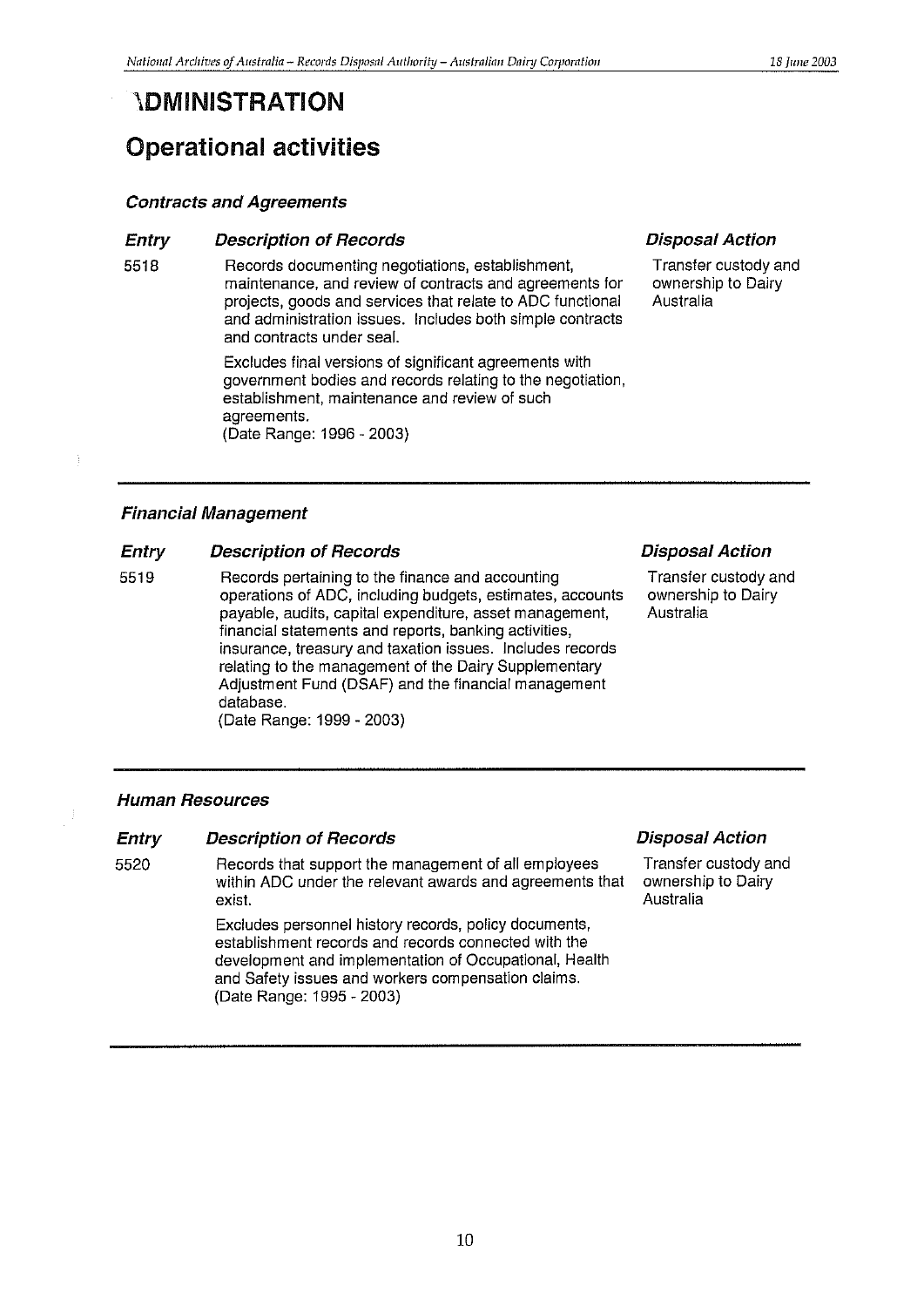# ADMINISTRATION

## Operational activities

### *Contracts and Agreements*

| Entry | Description of Records | Disposal Action |
|---|---|---|
| 5518 | Records documenting negotiations, establishment, maintenance, and review of contracts and agreements for projects, goods and services that relate to ADC functional and administration issues. Includes both simple contracts and contracts under seal. Excludes final versions of significant agreements with government bodies and records relating to the negotiation, establishment, maintenance and review of such agreements. (Date Range: 1996 - 2003) | Transfer custody and ownership to Dairy Australia |

### *Financial Management*

| Entry | Description of Records | Disposal Action |
|---|---|---|
| 5519 | Records pertaining to the finance and accounting operations of ADC, including budgets, estimates, accounts payable, audits, capital expenditure, asset management, financial statements and reports, banking activities, insurance, treasury and taxation issues. Includes records relating to the management of the Dairy Supplementary Adjustment Fund (DSAF) and the financial management database. (Date Range: 1999 - 2003) | Transfer custody and ownership to Dairy Australia |

### *Human Resources*

| Entry | Description of Records | Disposal Action |
|---|---|---|
| 5520 | Records that support the management of all employees within ADC under the relevant awards and agreements that exist. Excludes personnel history records, policy documents, establishment records and records connected with the development and implementation of Occupational, Health and Safety issues and workers compensation claims. (Date Range: 1995 - 2003) | Transfer custody and ownership to Dairy Australia |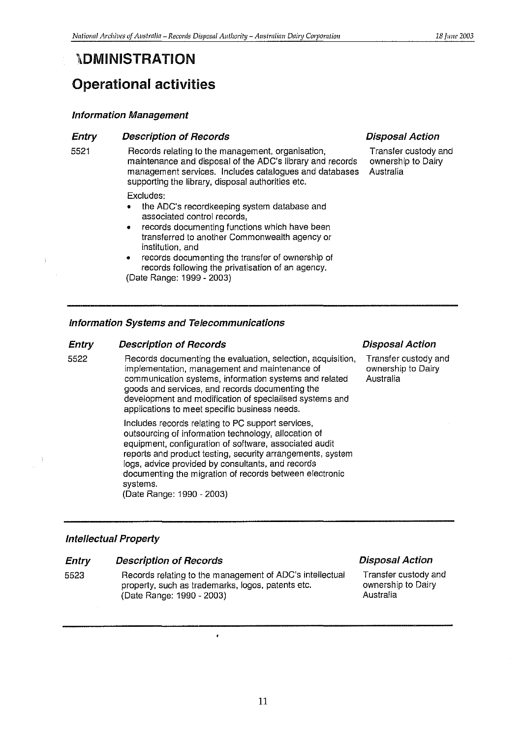# ADMINISTRATION

## Operational activities

### Information Management

| Entry | Description of Records | Disposal Action |
|---|---|---|
| 5521 | Records relating to the management, organisation, maintenance and disposal of the ADC's library and records management services. Includes catalogues and databases supporting the library, disposal authorities etc.<br><br>Excludes:<br>• the ADC's recordkeeping system database and associated control records,<br>• records documenting functions which have been transferred to another Commonwealth agency or institution, and<br>• records documenting the transfer of ownership of records following the privatisation of an agency.<br>(Date Range: 1999 - 2003) | Transfer custody and ownership to Dairy Australia |

### Information Systems and Telecommunications

| Entry | Description of Records | Disposal Action |
|---|---|---|
| 5522 | Records documenting the evaluation, selection, acquisition, implementation, management and maintenance of communication systems, information systems and related goods and services, and records documenting the development and modification of specialised systems and applications to meet specific business needs.<br><br>Includes records relating to PC support services, outsourcing of information technology, allocation of equipment, configuration of software, associated audit reports and product testing, security arrangements, system logs, advice provided by consultants, and records documenting the migration of records between electronic systems.<br>(Date Range: 1990 - 2003) | Transfer custody and ownership to Dairy Australia |

### Intellectual Property

| Entry | Description of Records | Disposal Action |
|---|---|---|
| 5523 | Records relating to the management of ADC's intellectual property, such as trademarks, logos, patents etc.<br>(Date Range: 1990 - 2003) | Transfer custody and ownership to Dairy Australia |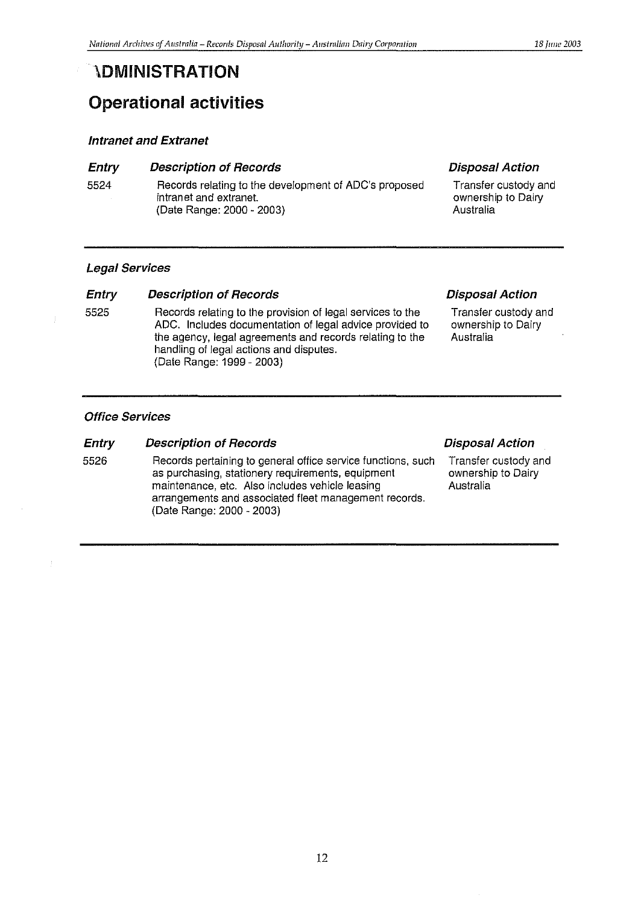# ADMINISTRATION

## Operational activities

### *Intranet and Extranet*

| *Entry* | *Description of Records* | *Disposal Action* |
|---|---|---|
| 5524 | Records relating to the development of ADC's proposed intranet and extranet.<br>(Date Range: 2000 - 2003) | Transfer custody and ownership to Dairy Australia |

### *Legal Services*

| *Entry* | *Description of Records* | *Disposal Action* |
|---|---|---|
| 5525 | Records relating to the provision of legal services to the ADC. Includes documentation of legal advice provided to the agency, legal agreements and records relating to the handling of legal actions and disputes.<br>(Date Range: 1999 - 2003) | Transfer custody and ownership to Dairy Australia |

### *Office Services*

| *Entry* | *Description of Records* | *Disposal Action* |
|---|---|---|
| 5526 | Records pertaining to general office service functions, such as purchasing, stationery requirements, equipment maintenance, etc. Also includes vehicle leasing arrangements and associated fleet management records.<br>(Date Range: 2000 - 2003) | Transfer custody and ownership to Dairy Australia |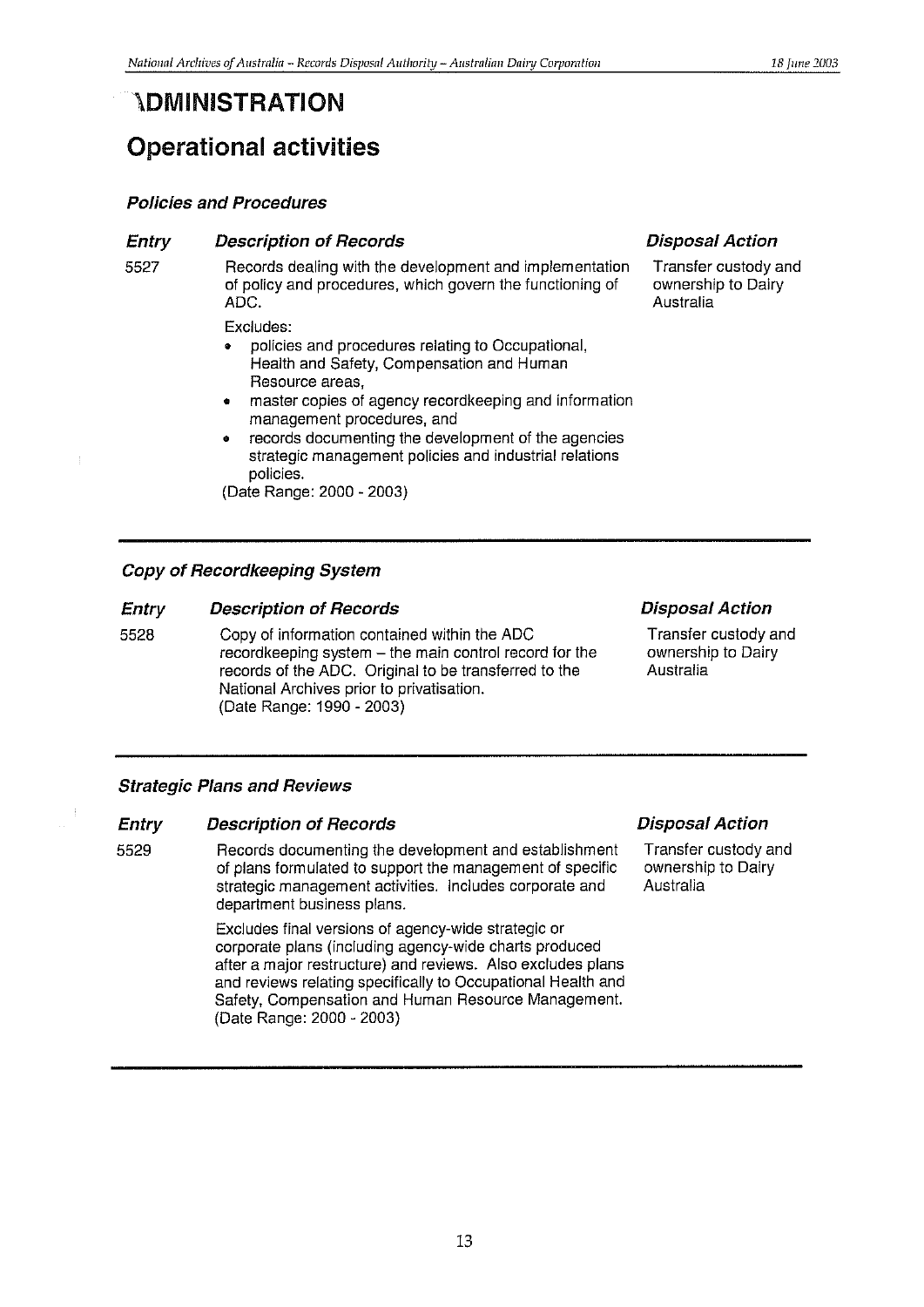# ADMINISTRATION

## Operational activities

### *Policies and Procedures*

| Entry | Description of Records | Disposal Action |
|---|---|---|
| 5527 | Records dealing with the development and implementation of policy and procedures, which govern the functioning of ADC.<br><br>Excludes:<br>• policies and procedures relating to Occupational, Health and Safety, Compensation and Human Resource areas,<br>• master copies of agency recordkeeping and information management procedures, and<br>• records documenting the development of the agencies strategic management policies and industrial relations policies.<br>(Date Range: 2000 - 2003) | Transfer custody and ownership to Dairy Australia |

### *Copy of Recordkeeping System*

| Entry | Description of Records | Disposal Action |
|---|---|---|
| 5528 | Copy of information contained within the ADC recordkeeping system – the main control record for the records of the ADC. Original to be transferred to the National Archives prior to privatisation.<br>(Date Range: 1990 - 2003) | Transfer custody and ownership to Dairy Australia |

### *Strategic Plans and Reviews*

| Entry | Description of Records | Disposal Action |
|---|---|---|
| 5529 | Records documenting the development and establishment of plans formulated to support the management of specific strategic management activities. Includes corporate and department business plans.<br><br>Excludes final versions of agency-wide strategic or corporate plans (including agency-wide charts produced after a major restructure) and reviews. Also excludes plans and reviews relating specifically to Occupational Health and Safety, Compensation and Human Resource Management.<br>(Date Range: 2000 - 2003) | Transfer custody and ownership to Dairy Australia |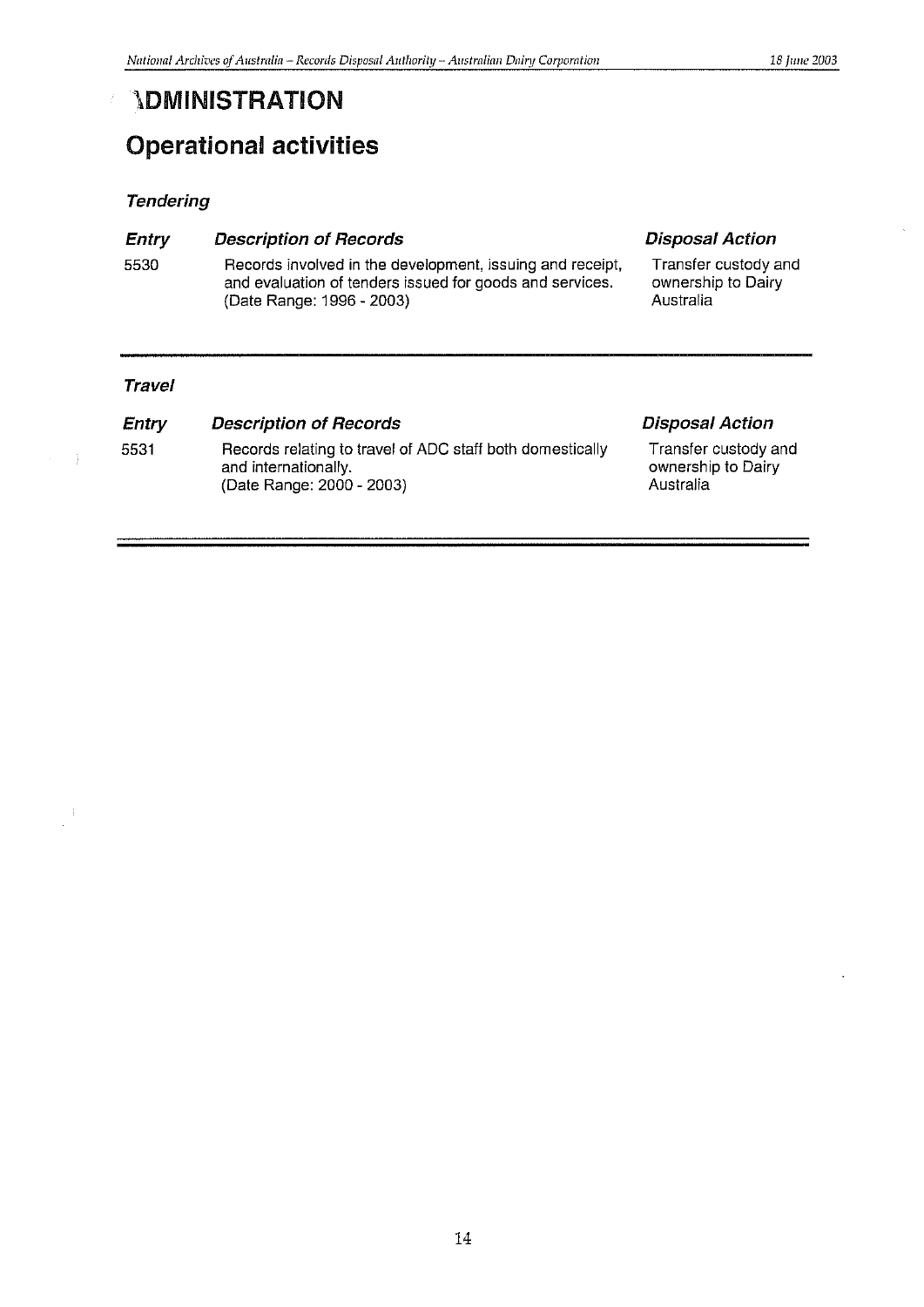# ADMINISTRATION

## Operational activities

### *Tendering*

| *Entry* | *Description of Records* | *Disposal Action* |
|---|---|---|
| 5530 | Records involved in the development, issuing and receipt, and evaluation of tenders issued for goods and services. (Date Range: 1996 - 2003) | Transfer custody and ownership to Dairy Australia |

### *Travel*

| *Entry* | *Description of Records* | *Disposal Action* |
|---|---|---|
| 5531 | Records relating to travel of ADC staff both domestically and internationally. (Date Range: 2000 - 2003) | Transfer custody and ownership to Dairy Australia |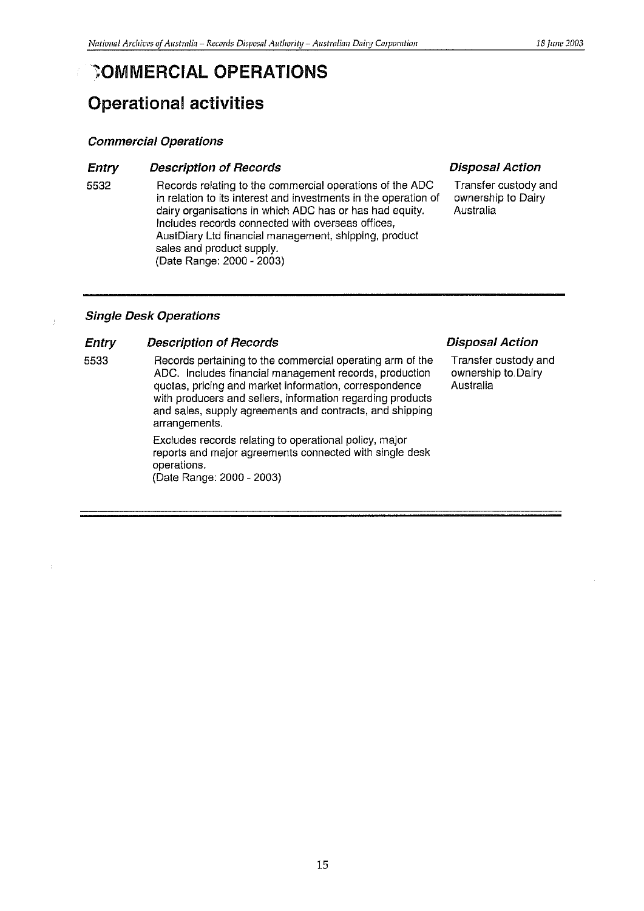# COMMERCIAL OPERATIONS

## Operational activities

### *Commercial Operations*

| *Entry* | *Description of Records* | *Disposal Action* |
|---|---|---|
| 5532 | Records relating to the commercial operations of the ADC in relation to its interest and investments in the operation of dairy organisations in which ADC has or has had equity. Includes records connected with overseas offices, AustDiary Ltd financial management, shipping, product sales and product supply. (Date Range: 2000 - 2003) | Transfer custody and ownership to Dairy Australia |

### *Single Desk Operations*

| *Entry* | *Description of Records* | *Disposal Action* |
|---|---|---|
| 5533 | Records pertaining to the commercial operating arm of the ADC. Includes financial management records, production quotas, pricing and market information, correspondence with producers and sellers, information regarding products and sales, supply agreements and contracts, and shipping arrangements. <br><br> Excludes records relating to operational policy, major reports and major agreements connected with single desk operations. (Date Range: 2000 - 2003) | Transfer custody and ownership to Dairy Australia |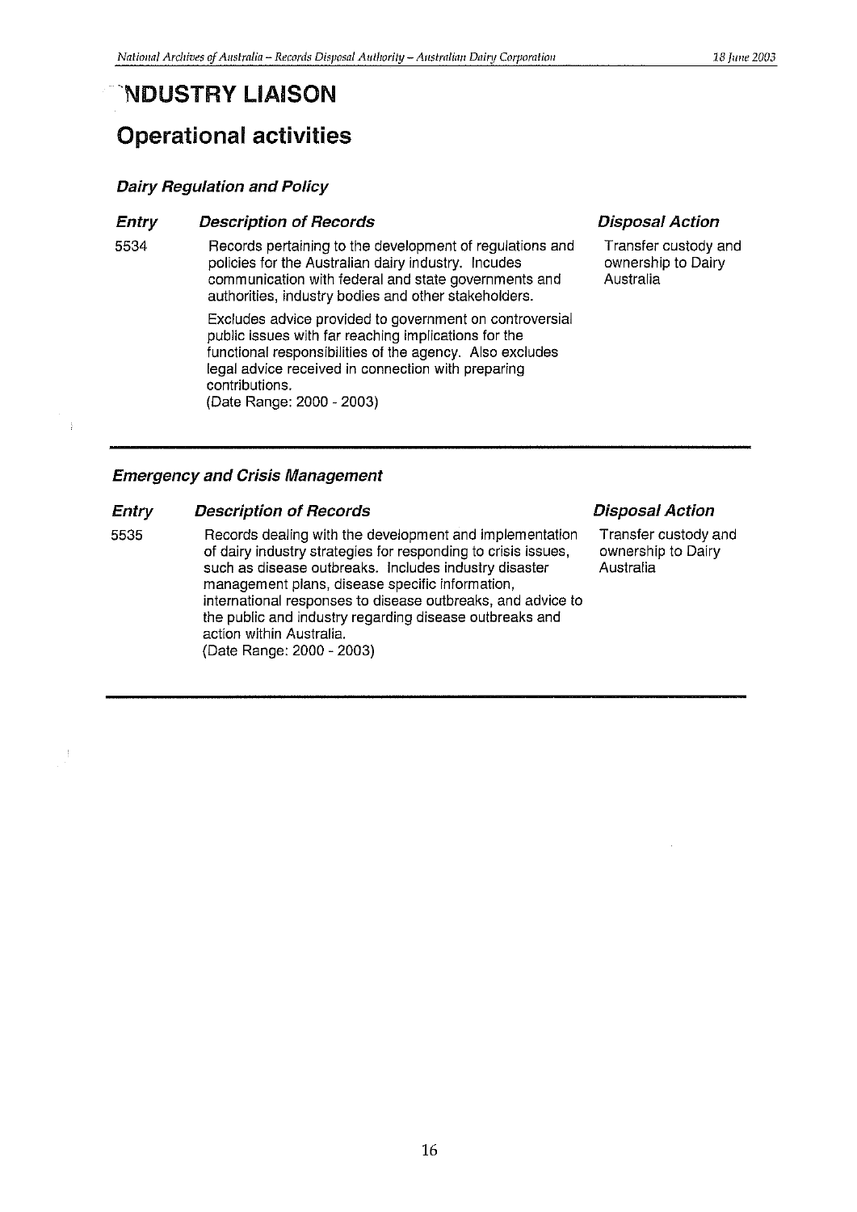# 'NDUSTRY LIAISON

## Operational activities

### *Dairy Regulation and Policy*

| *Entry* | *Description of Records* | *Disposal Action* |
|---|---|---|
| 5534 | Records pertaining to the development of regulations and policies for the Australian dairy industry. Incudes communication with federal and state governments and authorities, industry bodies and other stakeholders.<br><br>Excludes advice provided to government on controversial public issues with far reaching implications for the functional responsibilities of the agency. Also excludes legal advice received in connection with preparing contributions.<br>(Date Range: 2000 - 2003) | Transfer custody and ownership to Dairy Australia |

### *Emergency and Crisis Management*

| *Entry* | *Description of Records* | *Disposal Action* |
|---|---|---|
| 5535 | Records dealing with the development and implementation of dairy industry strategies for responding to crisis issues, such as disease outbreaks. Includes industry disaster management plans, disease specific information, international responses to disease outbreaks, and advice to the public and industry regarding disease outbreaks and action within Australia.<br>(Date Range: 2000 - 2003) | Transfer custody and ownership to Dairy Australia |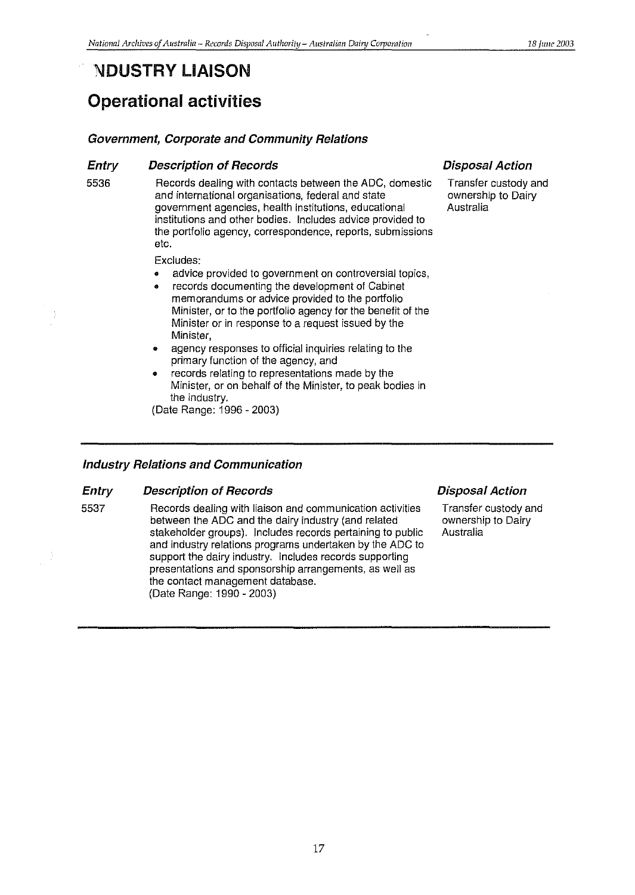# INDUSTRY LIAISON

## Operational activities

### *Government, Corporate and Community Relations*

| Entry | Description of Records | Disposal Action |
|---|---|---|
| 5536 | Records dealing with contacts between the ADC, domestic and international organisations, federal and state government agencies, health institutions, educational institutions and other bodies. Includes advice provided to the portfolio agency, correspondence, reports, submissions etc.<br><br>Excludes:<br>• advice provided to government on controversial topics,<br>• records documenting the development of Cabinet memorandums or advice provided to the portfolio Minister, or to the portfolio agency for the benefit of the Minister or in response to a request issued by the Minister,<br>• agency responses to official inquiries relating to the primary function of the agency, and<br>• records relating to representations made by the Minister, or on behalf of the Minister, to peak bodies in the industry.<br>(Date Range: 1996 - 2003) | Transfer custody and ownership to Dairy Australia |

### *Industry Relations and Communication*

| Entry | Description of Records | Disposal Action |
|---|---|---|
| 5537 | Records dealing with liaison and communication activities between the ADC and the dairy industry (and related stakeholder groups). Includes records pertaining to public and industry relations programs undertaken by the ADC to support the dairy industry. Includes records supporting presentations and sponsorship arrangements, as well as the contact management database.<br>(Date Range: 1990 - 2003) | Transfer custody and ownership to Dairy Australia |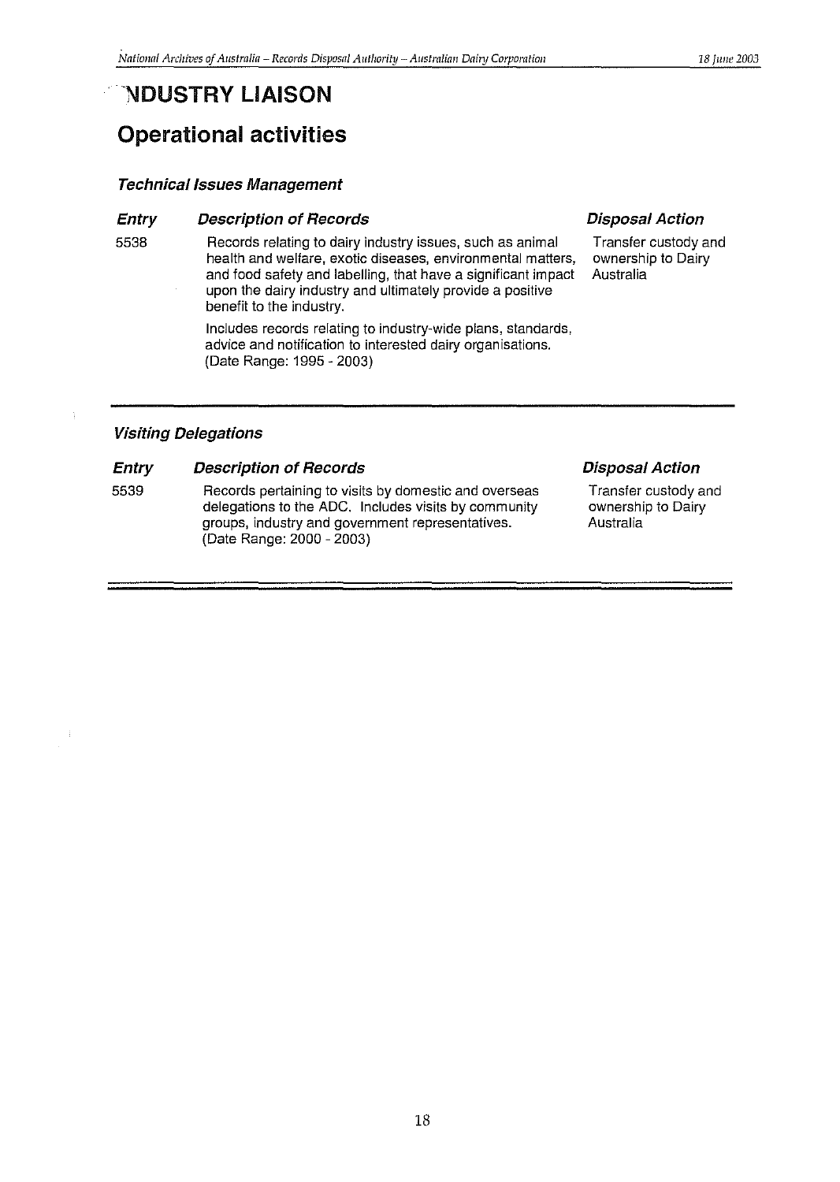# INDUSTRY LIAISON

## Operational activities

### Technical Issues Management

| Entry | Description of Records | Disposal Action |
| --- | --- | --- |
| 5538 | Records relating to dairy industry issues, such as animal health and welfare, exotic diseases, environmental matters, and food safety and labelling, that have a significant impact upon the dairy industry and ultimately provide a positive benefit to the industry.<br><br>Includes records relating to industry-wide plans, standards, advice and notification to interested dairy organisations. (Date Range: 1995 - 2003) | Transfer custody and ownership to Dairy Australia |

### Visiting Delegations

| Entry | Description of Records | Disposal Action |
| --- | --- | --- |
| 5539 | Records pertaining to visits by domestic and overseas delegations to the ADC. Includes visits by community groups, industry and government representatives. (Date Range: 2000 - 2003) | Transfer custody and ownership to Dairy Australia |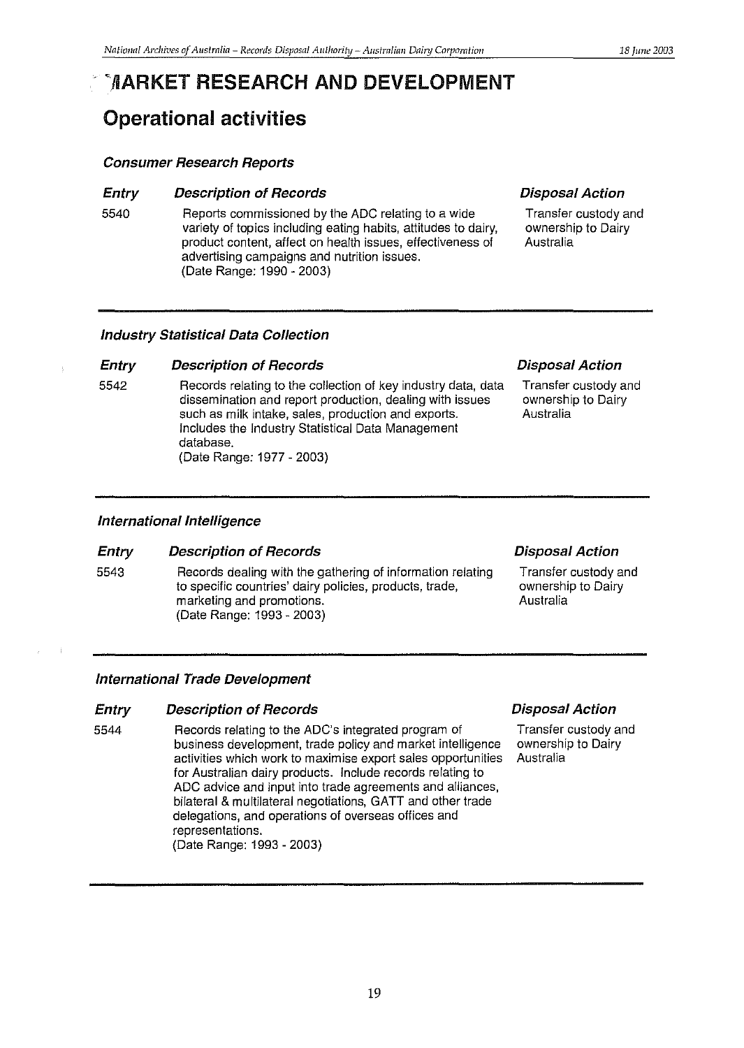# MARKET RESEARCH AND DEVELOPMENT

## Operational activities

### *Consumer Research Reports*

| *Entry* | *Description of Records* | *Disposal Action* |
|---|---|---|
| 5540 | Reports commissioned by the ADC relating to a wide variety of topics including eating habits, attitudes to dairy, product content, affect on health issues, effectiveness of advertising campaigns and nutrition issues. (Date Range: 1990 - 2003) | Transfer custody and ownership to Dairy Australia |

### *Industry Statistical Data Collection*

| *Entry* | *Description of Records* | *Disposal Action* |
|---|---|---|
| 5542 | Records relating to the collection of key industry data, data dissemination and report production, dealing with issues such as milk intake, sales, production and exports. Includes the Industry Statistical Data Management database. (Date Range: 1977 - 2003) | Transfer custody and ownership to Dairy Australia |

### *International Intelligence*

| *Entry* | *Description of Records* | *Disposal Action* |
|---|---|---|
| 5543 | Records dealing with the gathering of information relating to specific countries' dairy policies, products, trade, marketing and promotions. (Date Range: 1993 - 2003) | Transfer custody and ownership to Dairy Australia |

### *International Trade Development*

| *Entry* | *Description of Records* | *Disposal Action* |
|---|---|---|
| 5544 | Records relating to the ADC's integrated program of business development, trade policy and market intelligence activities which work to maximise export sales opportunities for Australian dairy products. Include records relating to ADC advice and input into trade agreements and alliances, bilateral & multilateral negotiations, GATT and other trade delegations, and operations of overseas offices and representations. (Date Range: 1993 - 2003) | Transfer custody and ownership to Dairy Australia |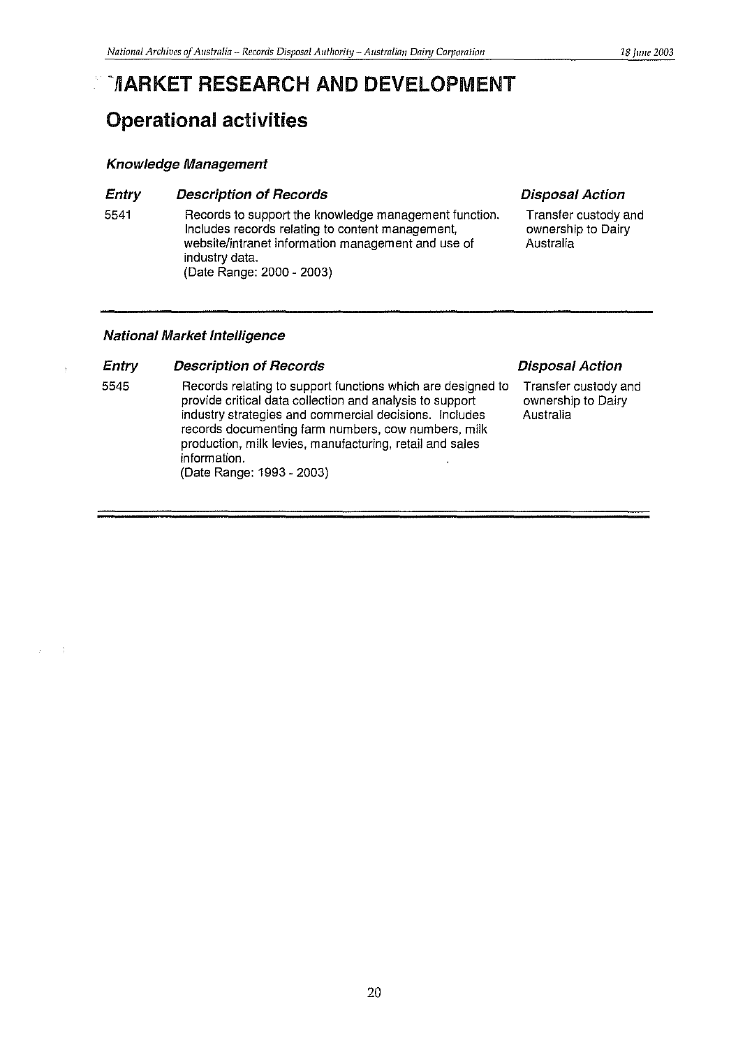# MARKET RESEARCH AND DEVELOPMENT

## Operational activities

### *Knowledge Management*

| *Entry* | *Description of Records* | *Disposal Action* |
|---|---|---|
| 5541 | Records to support the knowledge management function. Includes records relating to content management, website/intranet information management and use of industry data. (Date Range: 2000 - 2003) | Transfer custody and ownership to Dairy Australia |

### *National Market Intelligence*

| *Entry* | *Description of Records* | *Disposal Action* |
|---|---|---|
| 5545 | Records relating to support functions which are designed to provide critical data collection and analysis to support industry strategies and commercial decisions. Includes records documenting farm numbers, cow numbers, milk production, milk levies, manufacturing, retail and sales information. (Date Range: 1993 - 2003) | Transfer custody and ownership to Dairy Australia |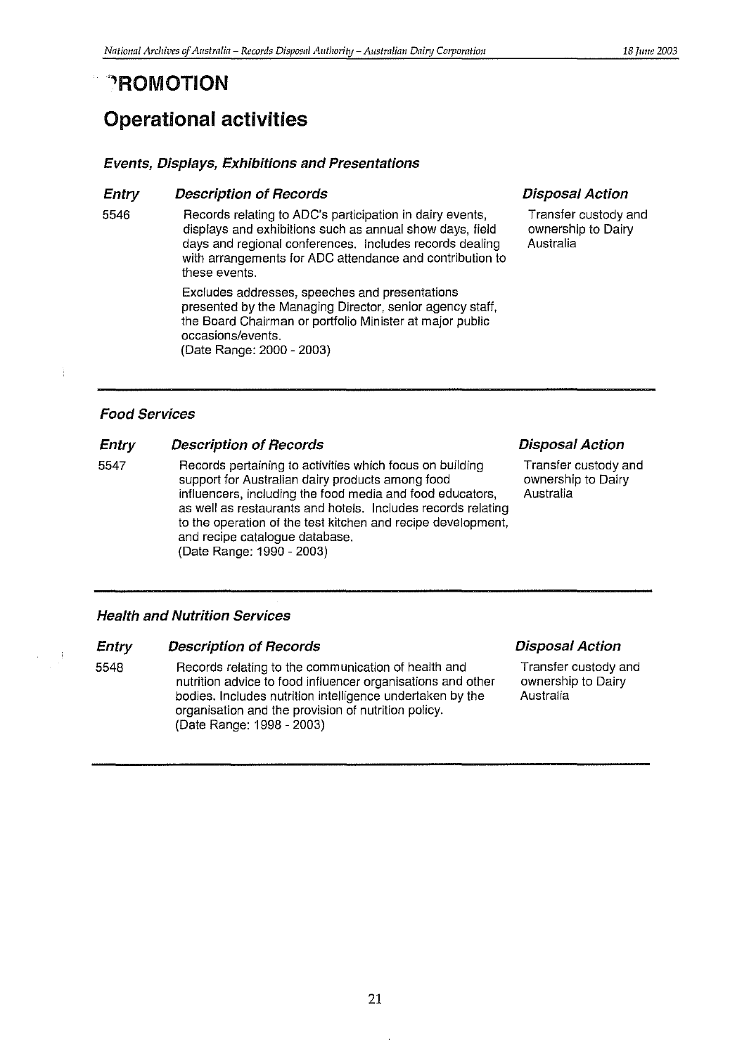# PROMOTION

## Operational activities

### *Events, Displays, Exhibitions and Presentations*

| Entry | Description of Records | Disposal Action |
|---|---|---|
| 5546 | Records relating to ADC's participation in dairy events, displays and exhibitions such as annual show days, field days and regional conferences. Includes records dealing with arrangements for ADC attendance and contribution to these events.<br><br>Excludes addresses, speeches and presentations presented by the Managing Director, senior agency staff, the Board Chairman or portfolio Minister at major public occasions/events.<br>(Date Range: 2000 - 2003) | Transfer custody and ownership to Dairy Australia |

### *Food Services*

| Entry | Description of Records | Disposal Action |
|---|---|---|
| 5547 | Records pertaining to activities which focus on building support for Australian dairy products among food influencers, including the food media and food educators, as well as restaurants and hotels. Includes records relating to the operation of the test kitchen and recipe development, and recipe catalogue database.<br>(Date Range: 1990 - 2003) | Transfer custody and ownership to Dairy Australia |

### *Health and Nutrition Services*

| Entry | Description of Records | Disposal Action |
|---|---|---|
| 5548 | Records relating to the communication of health and nutrition advice to food influencer organisations and other bodies. Includes nutrition intelligence undertaken by the organisation and the provision of nutrition policy.<br>(Date Range: 1998 - 2003) | Transfer custody and ownership to Dairy Australia |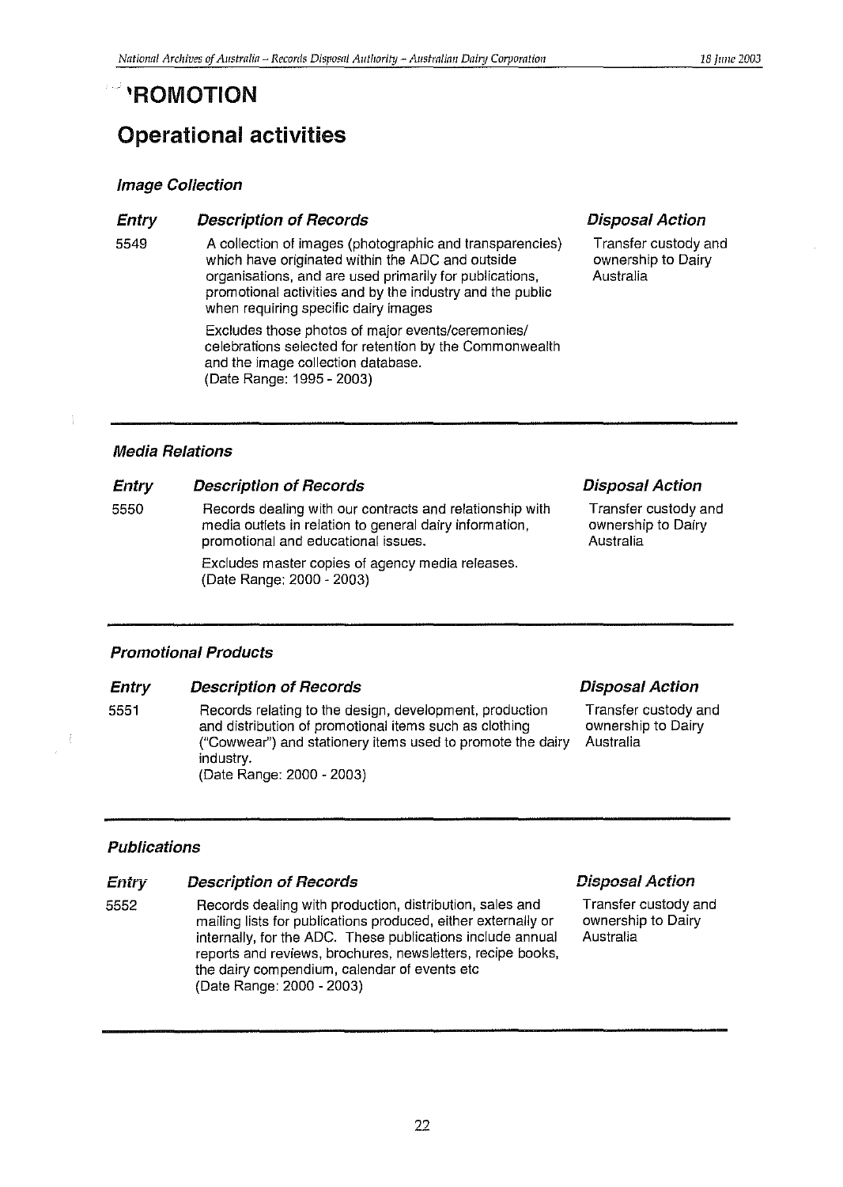# 'ROMOTION

## Operational activities

### *Image Collection*

| Entry | Description of Records | Disposal Action |
|---|---|---|
| 5549 | A collection of images (photographic and transparencies) which have originated within the ADC and outside organisations, and are used primarily for publications, promotional activities and by the industry and the public when requiring specific dairy images<br><br>Excludes those photos of major events/ceremonies/ celebrations selected for retention by the Commonwealth and the image collection database.<br>(Date Range: 1995 - 2003) | Transfer custody and ownership to Dairy Australia |

### *Media Relations*

| Entry | Description of Records | Disposal Action |
|---|---|---|
| 5550 | Records dealing with our contracts and relationship with media outlets in relation to general dairy information, promotional and educational issues.<br><br>Excludes master copies of agency media releases.<br>(Date Range: 2000 - 2003) | Transfer custody and ownership to Dairy Australia |

### *Promotional Products*

| Entry | Description of Records | Disposal Action |
|---|---|---|
| 5551 | Records relating to the design, development, production and distribution of promotional items such as clothing ("Cowwear") and stationery items used to promote the dairy industry.<br>(Date Range: 2000 - 2003) | Transfer custody and ownership to Dairy Australia |

### *Publications*

| Entry | Description of Records | Disposal Action |
|---|---|---|
| 5552 | Records dealing with production, distribution, sales and mailing lists for publications produced, either externally or internally, for the ADC. These publications include annual reports and reviews, brochures, newsletters, recipe books, the dairy compendium, calendar of events etc<br>(Date Range: 2000 - 2003) | Transfer custody and ownership to Dairy Australia |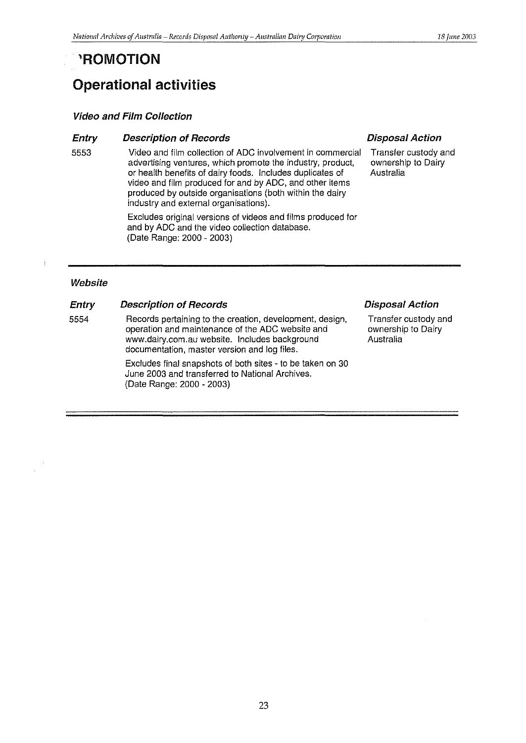# 'ROMOTION

## Operational activities

### *Video and Film Collection*

| Entry | Description of Records | Disposal Action |
| --- | --- | --- |
| 5553 | Video and film collection of ADC involvement in commercial advertising ventures, which promote the industry, product, or health benefits of dairy foods. Includes duplicates of video and film produced for and by ADC, and other items produced by outside organisations (both within the dairy industry and external organisations).<br><br>Excludes original versions of videos and films produced for and by ADC and the video collection database.<br>(Date Range: 2000 - 2003) | Transfer custody and ownership to Dairy Australia |

### *Website*

| Entry | Description of Records | Disposal Action |
| --- | --- | --- |
| 5554 | Records pertaining to the creation, development, design, operation and maintenance of the ADC website and www.dairy.com.au website. Includes background documentation, master version and log files.<br><br>Excludes final snapshots of both sites - to be taken on 30 June 2003 and transferred to National Archives.<br>(Date Range: 2000 - 2003) | Transfer custody and ownership to Dairy Australia |